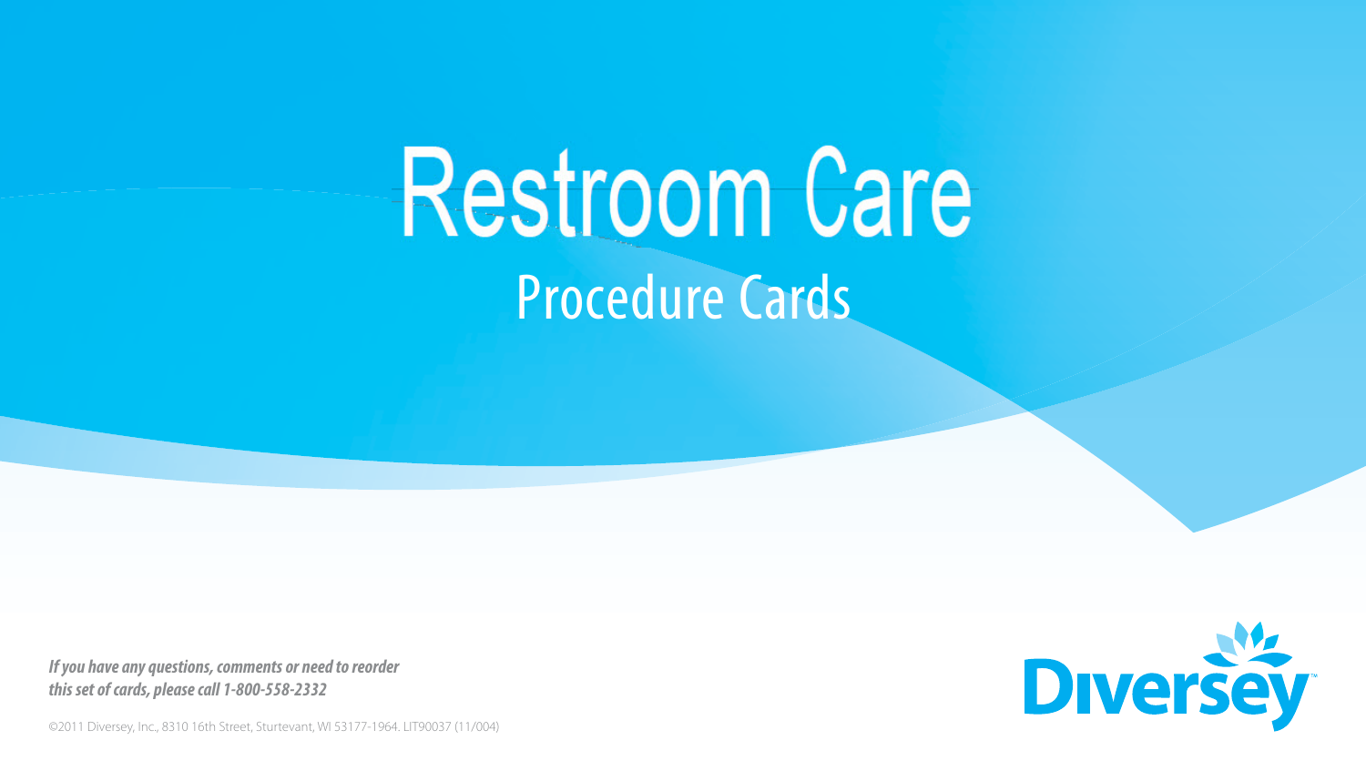# Restroom Care

## Procedure Cards

***If you have any questions, comments or need to reorder this set of cards, please call 1-800-558-2332***

©2011 Diversey, Inc., 8310 16th Street, Sturtevant, WI 53177-1964. LIT90037 (11/004)

Diversey™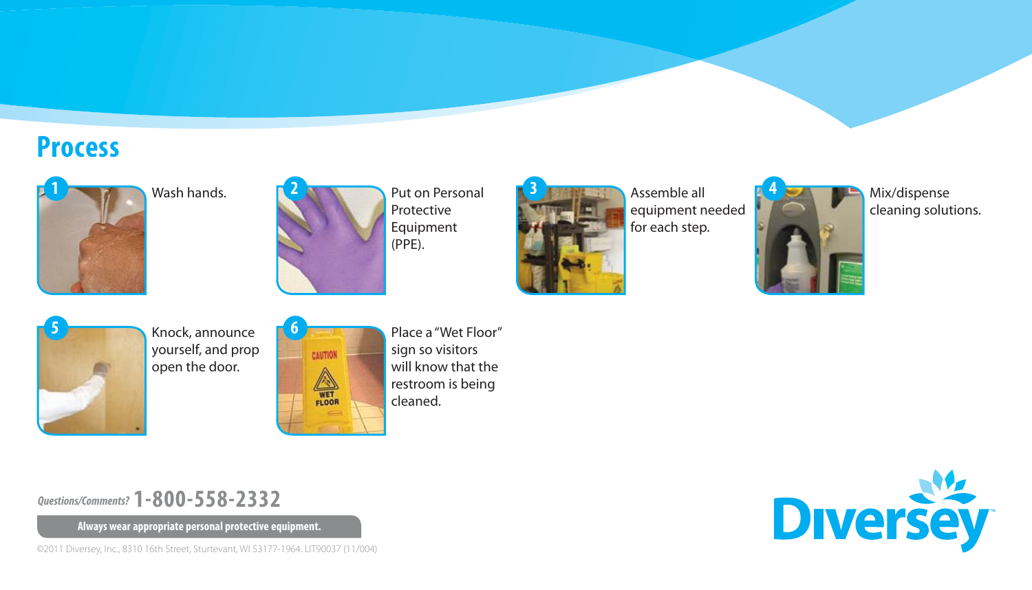## Process

1. Wash hands.
2. Put on Personal Protective Equipment (PPE).
3. Assemble all equipment needed for each step.
4. Mix/dispense cleaning solutions.
5. Knock, announce yourself, and prop open the door.
6. Place a "Wet Floor" sign so visitors will know that the restroom is being cleaned.

*Questions/Comments?* **1-800-558-2332**

**Always wear appropriate personal protective equipment.**

©2011 Diversey, Inc., 8310 16th Street, Sturtevant, WI 53177-1964. LIT90037 (11/004)

Diversey™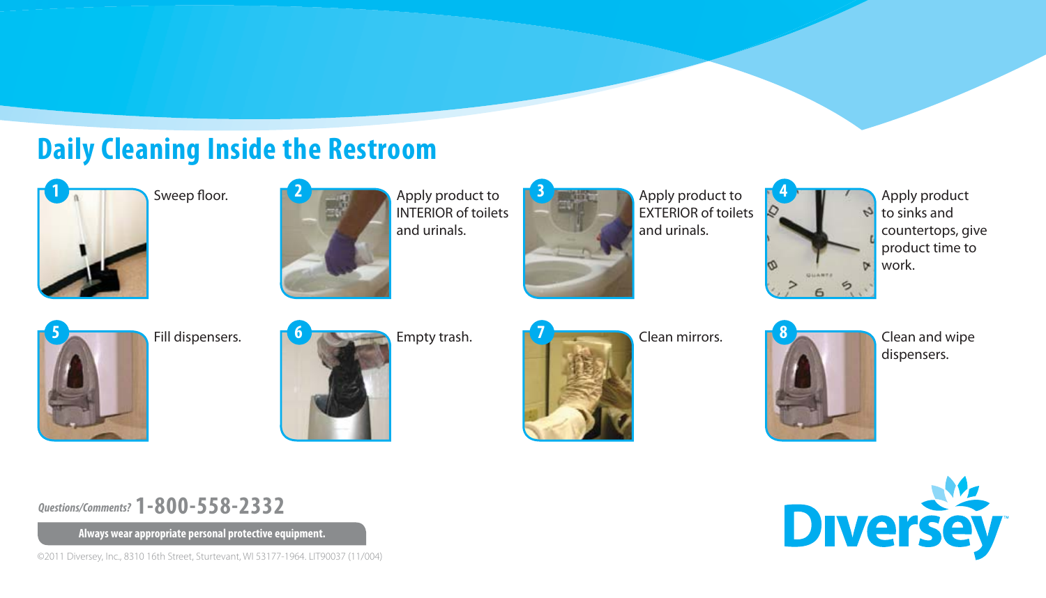## Daily Cleaning Inside the Restroom

1. Sweep floor.
2. Apply product to INTERIOR of toilets and urinals.
3. Apply product to EXTERIOR of toilets and urinals.
4. Apply product to sinks and countertops, give product time to work.
5. Fill dispensers.
6. Empty trash.
7. Clean mirrors.
8. Clean and wipe dispensers.

*Questions/Comments?* **1-800-558-2332**

**Always wear appropriate personal protective equipment.**

©2011 Diversey, Inc., 8310 16th Street, Sturtevant, WI 53177-1964. LIT90037 (11/004)

Diversey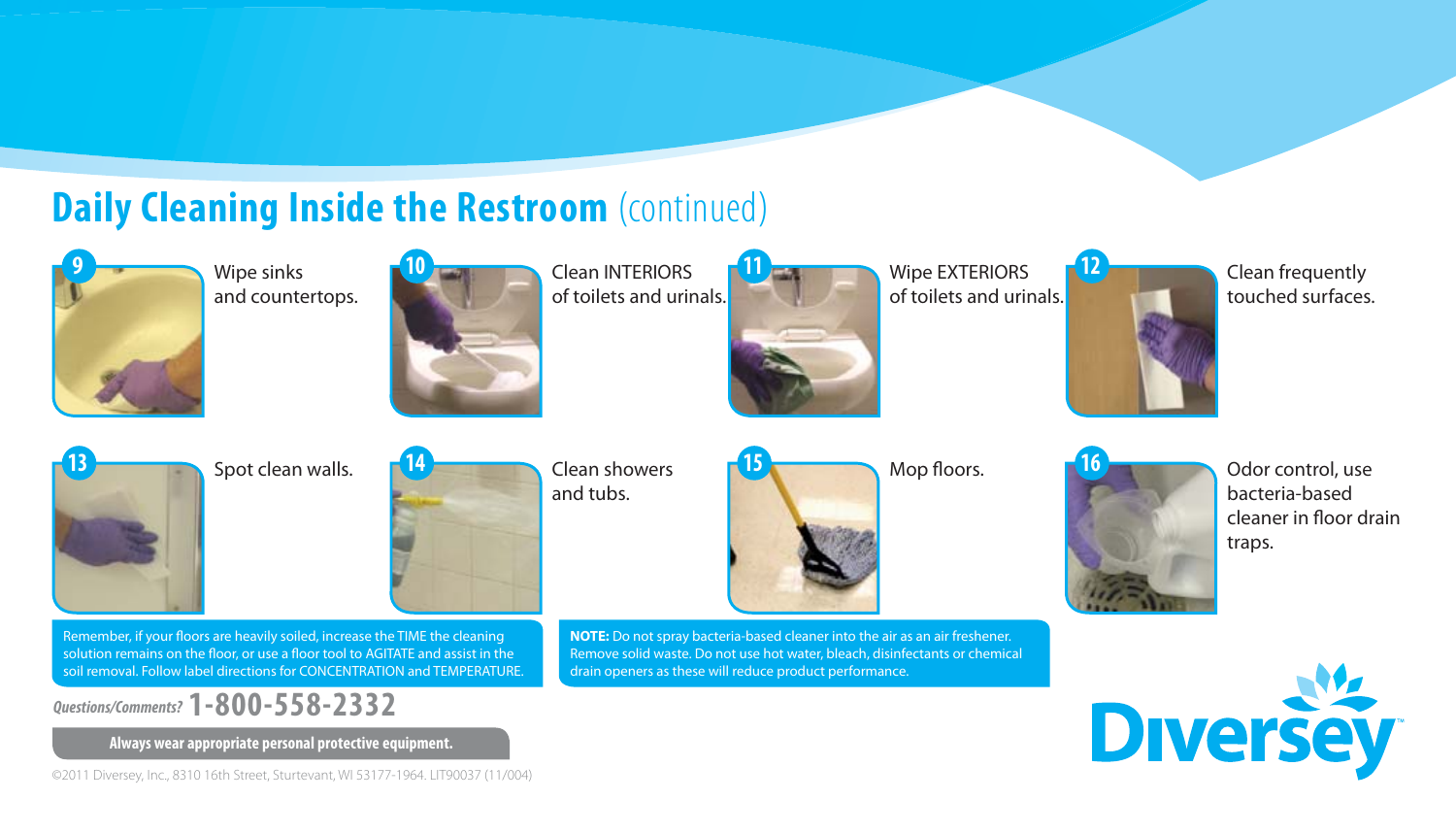## Daily Cleaning Inside the Restroom (continued)

9. Wipe sinks and countertops.
10. Clean INTERIORS of toilets and urinals.
11. Wipe EXTERIORS of toilets and urinals.
12. Clean frequently touched surfaces.
13. Spot clean walls.
14. Clean showers and tubs.
15. Mop floors.
16. Odor control, use bacteria-based cleaner in floor drain traps.

Remember, if your floors are heavily soiled, increase the TIME the cleaning solution remains on the floor, or use a floor tool to AGITATE and assist in the soil removal. Follow label directions for CONCENTRATION and TEMPERATURE.

**NOTE:** Do not spray bacteria-based cleaner into the air as an air freshener. Remove solid waste. Do not use hot water, bleach, disinfectants or chemical drain openers as these will reduce product performance.

*Questions/Comments?* **1-800-558-2332**

**Always wear appropriate personal protective equipment.**

Diversey™

©2011 Diversey, Inc., 8310 16th Street, Sturtevant, WI 53177-1964. LIT90037 (11/004)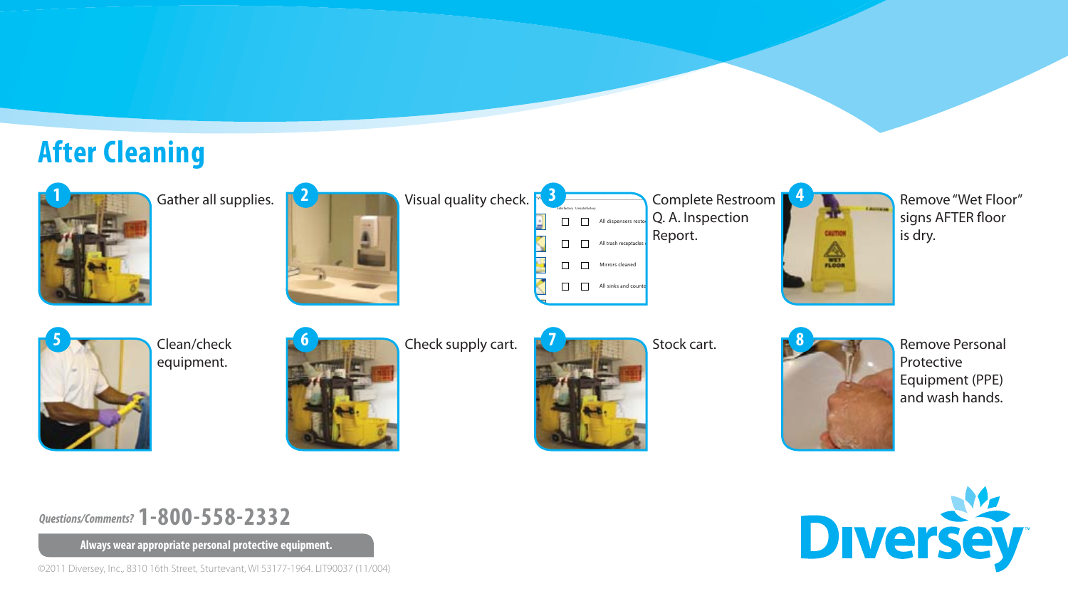## After Cleaning

1. Gather all supplies.
2. Visual quality check.
3. Complete Restroom Q. A. Inspection Report.
4. Remove "Wet Floor" signs AFTER floor is dry.
5. Clean/check equipment.
6. Check supply cart.
7. Stock cart.
8. Remove Personal Protective Equipment (PPE) and wash hands.

*Questions/Comments?* **1-800-558-2332**

**Always wear appropriate personal protective equipment.**

©2011 Diversey, Inc., 8310 16th Street, Sturtevant, WI 53177-1964. LIT90037 (11/004)

Diversey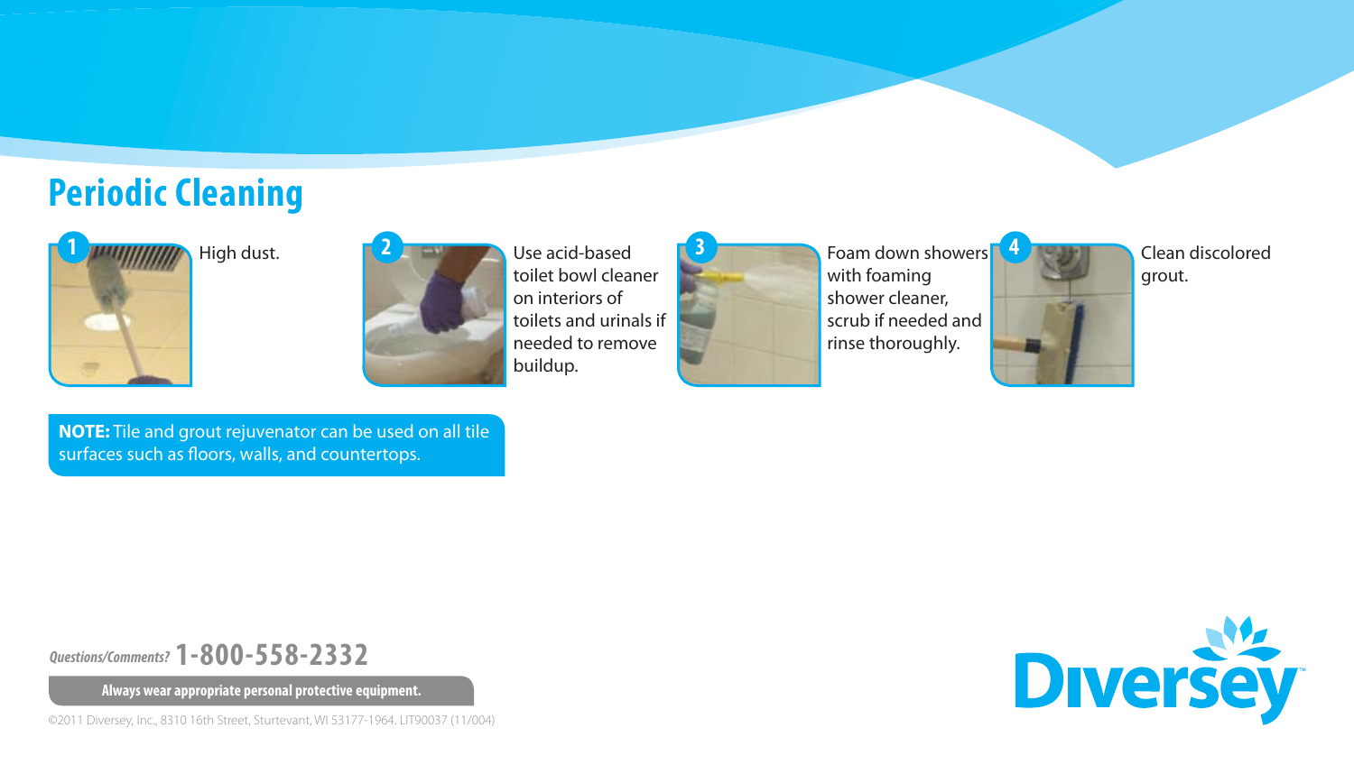## Periodic Cleaning

1. High dust.

2. Use acid-based toilet bowl cleaner on interiors of toilets and urinals if needed to remove buildup.

3. Foam down showers with foaming shower cleaner, scrub if needed and rinse thoroughly.

4. Clean discolored grout.

**NOTE:** Tile and grout rejuvenator can be used on all tile surfaces such as floors, walls, and countertops.

*Questions/Comments?* **1-800-558-2332**

**Always wear appropriate personal protective equipment.**

©2011 Diversey, Inc., 8310 16th Street, Sturtevant, WI 53177-1964. LIT90037 (11/004)

Diversey™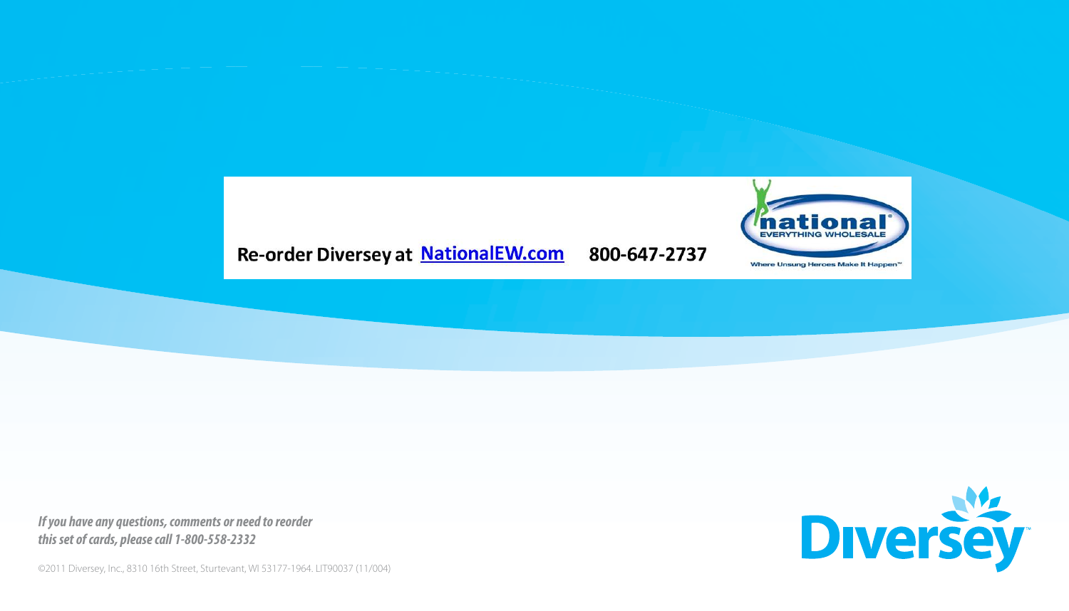Re-order Diversey at NationalEW.com 800-647-2737

national EVERYTHING WHOLESALE

Where Unsung Heroes Make It Happen™

*If you have any questions, comments or need to reorder this set of cards, please call 1-800-558-2332*

©2011 Diversey, Inc., 8310 16th Street, Sturtevant, WI 53177-1964. LIT90037 (11/004)

Diversey™